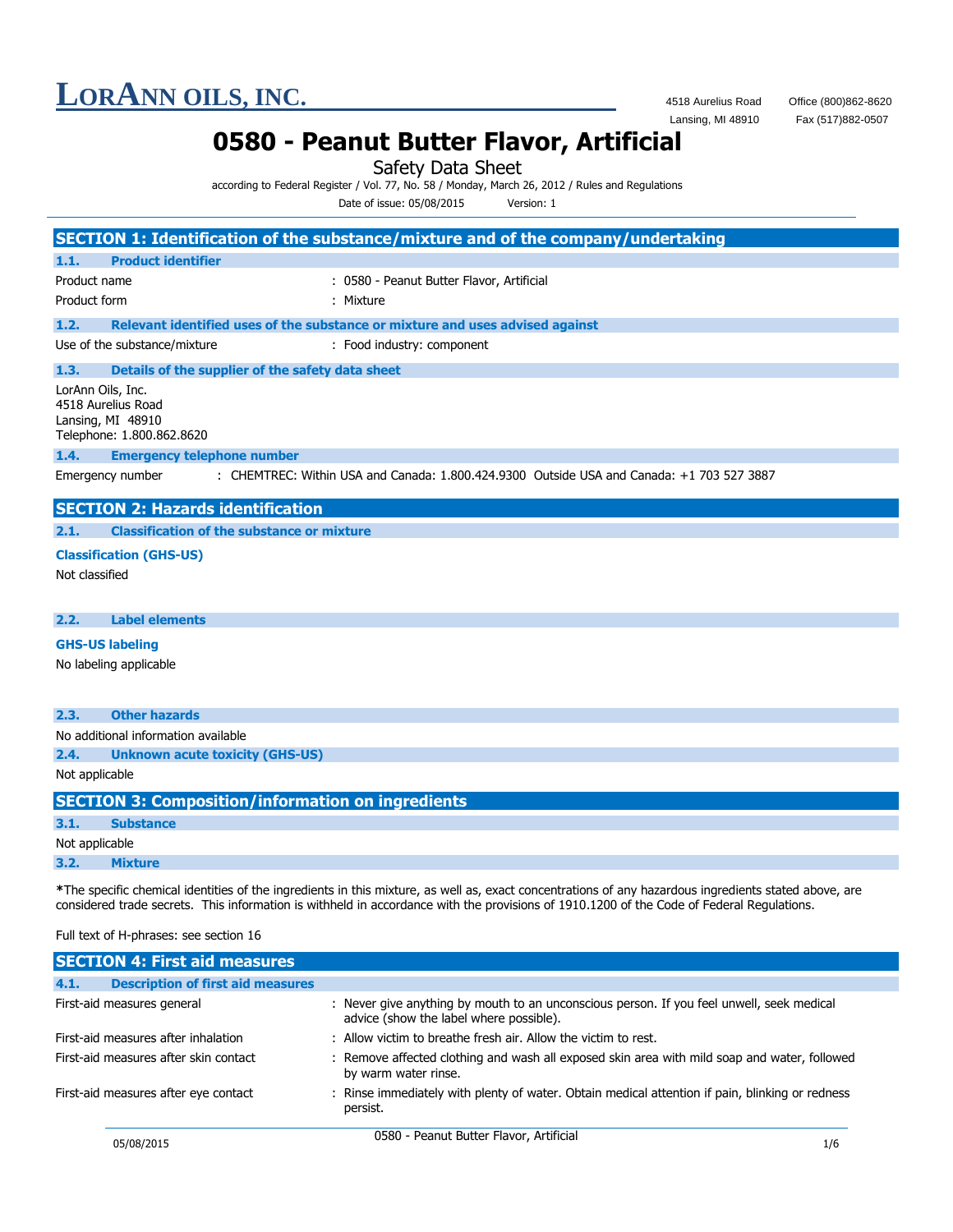# LORANN OILS, INC.

4518 Aurelius Road
Lansing, MI 48910

Office (800)862-8620
Fax (517)882-0507

# 0580 - Peanut Butter Flavor, Artificial

Safety Data Sheet

according to Federal Register / Vol. 77, No. 58 / Monday, March 26, 2012 / Rules and Regulations

Date of issue: 05/08/2015 Version: 1

## SECTION 1: Identification of the substance/mixture and of the company/undertaking

### 1.1. Product identifier

Product name : 0580 - Peanut Butter Flavor, Artificial

Product form : Mixture

### 1.2. Relevant identified uses of the substance or mixture and uses advised against

Use of the substance/mixture : Food industry: component

### 1.3. Details of the supplier of the safety data sheet

LorAnn Oils, Inc.
4518 Aurelius Road
Lansing, MI 48910
Telephone: 1.800.862.8620

### 1.4. Emergency telephone number

Emergency number : CHEMTREC: Within USA and Canada: 1.800.424.9300 Outside USA and Canada: +1 703 527 3887

## SECTION 2: Hazards identification

### 2.1. Classification of the substance or mixture

**Classification (GHS-US)**

Not classified

### 2.2. Label elements

**GHS-US labeling**

No labeling applicable

### 2.3. Other hazards

No additional information available

### 2.4. Unknown acute toxicity (GHS-US)

Not applicable

## SECTION 3: Composition/information on ingredients

### 3.1. Substance

Not applicable

### 3.2. Mixture

***The specific chemical identities of the ingredients in this mixture, as well as, exact concentrations of any hazardous ingredients stated above, are considered trade secrets. This information is withheld in accordance with the provisions of 1910.1200 of the Code of Federal Regulations.**

Full text of H-phrases: see section 16

## SECTION 4: First aid measures

### 4.1. Description of first aid measures

First-aid measures general : Never give anything by mouth to an unconscious person. If you feel unwell, seek medical advice (show the label where possible).

First-aid measures after inhalation : Allow victim to breathe fresh air. Allow the victim to rest.

First-aid measures after skin contact : Remove affected clothing and wash all exposed skin area with mild soap and water, followed by warm water rinse.

First-aid measures after eye contact : Rinse immediately with plenty of water. Obtain medical attention if pain, blinking or redness persist.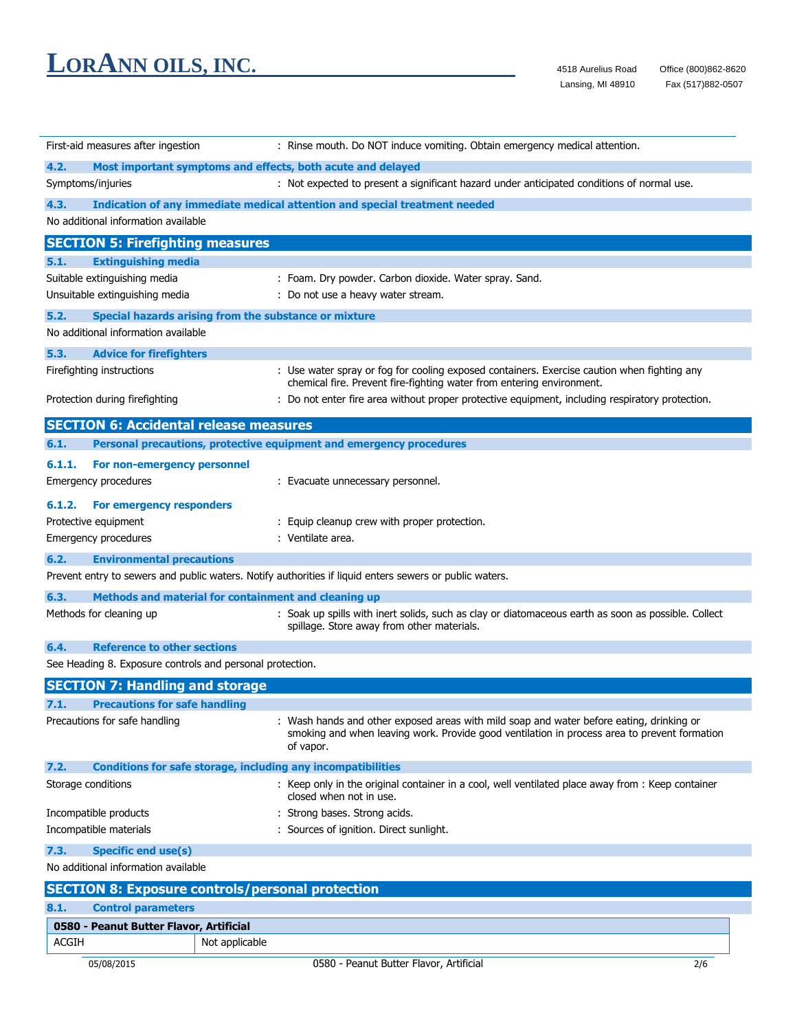| | |
|---|---|
| First-aid measures after ingestion | : Rinse mouth. Do NOT induce vomiting. Obtain emergency medical attention. |

### 4.2. Most important symptoms and effects, both acute and delayed

| | |
|---|---|
| Symptoms/injuries | : Not expected to present a significant hazard under anticipated conditions of normal use. |

### 4.3. Indication of any immediate medical attention and special treatment needed

No additional information available

## SECTION 5: Firefighting measures

### 5.1. Extinguishing media

| | |
|---|---|
| Suitable extinguishing media | : Foam. Dry powder. Carbon dioxide. Water spray. Sand. |
| Unsuitable extinguishing media | : Do not use a heavy water stream. |

### 5.2. Special hazards arising from the substance or mixture

No additional information available

### 5.3. Advice for firefighters

| | |
|---|---|
| Firefighting instructions | : Use water spray or fog for cooling exposed containers. Exercise caution when fighting any chemical fire. Prevent fire-fighting water from entering environment. |
| Protection during firefighting | : Do not enter fire area without proper protective equipment, including respiratory protection. |

## SECTION 6: Accidental release measures

### 6.1. Personal precautions, protective equipment and emergency procedures

#### 6.1.1. For non-emergency personnel

| | |
|---|---|
| Emergency procedures | : Evacuate unnecessary personnel. |

#### 6.1.2. For emergency responders

| | |
|---|---|
| Protective equipment | : Equip cleanup crew with proper protection. |
| Emergency procedures | : Ventilate area. |

### 6.2. Environmental precautions

Prevent entry to sewers and public waters. Notify authorities if liquid enters sewers or public waters.

### 6.3. Methods and material for containment and cleaning up

| | |
|---|---|
| Methods for cleaning up | : Soak up spills with inert solids, such as clay or diatomaceous earth as soon as possible. Collect spillage. Store away from other materials. |

### 6.4. Reference to other sections

See Heading 8. Exposure controls and personal protection.

## SECTION 7: Handling and storage

### 7.1. Precautions for safe handling

| | |
|---|---|
| Precautions for safe handling | : Wash hands and other exposed areas with mild soap and water before eating, drinking or smoking and when leaving work. Provide good ventilation in process area to prevent formation of vapor. |

### 7.2. Conditions for safe storage, including any incompatibilities

| | |
|---|---|
| Storage conditions | : Keep only in the original container in a cool, well ventilated place away from : Keep container closed when not in use. |
| Incompatible products | : Strong bases. Strong acids. |
| Incompatible materials | : Sources of ignition. Direct sunlight. |

### 7.3. Specific end use(s)

No additional information available

## SECTION 8: Exposure controls/personal protection

### 8.1. Control parameters

| 0580 - Peanut Butter Flavor, Artificial | |
|---|---|
| ACGIH | Not applicable |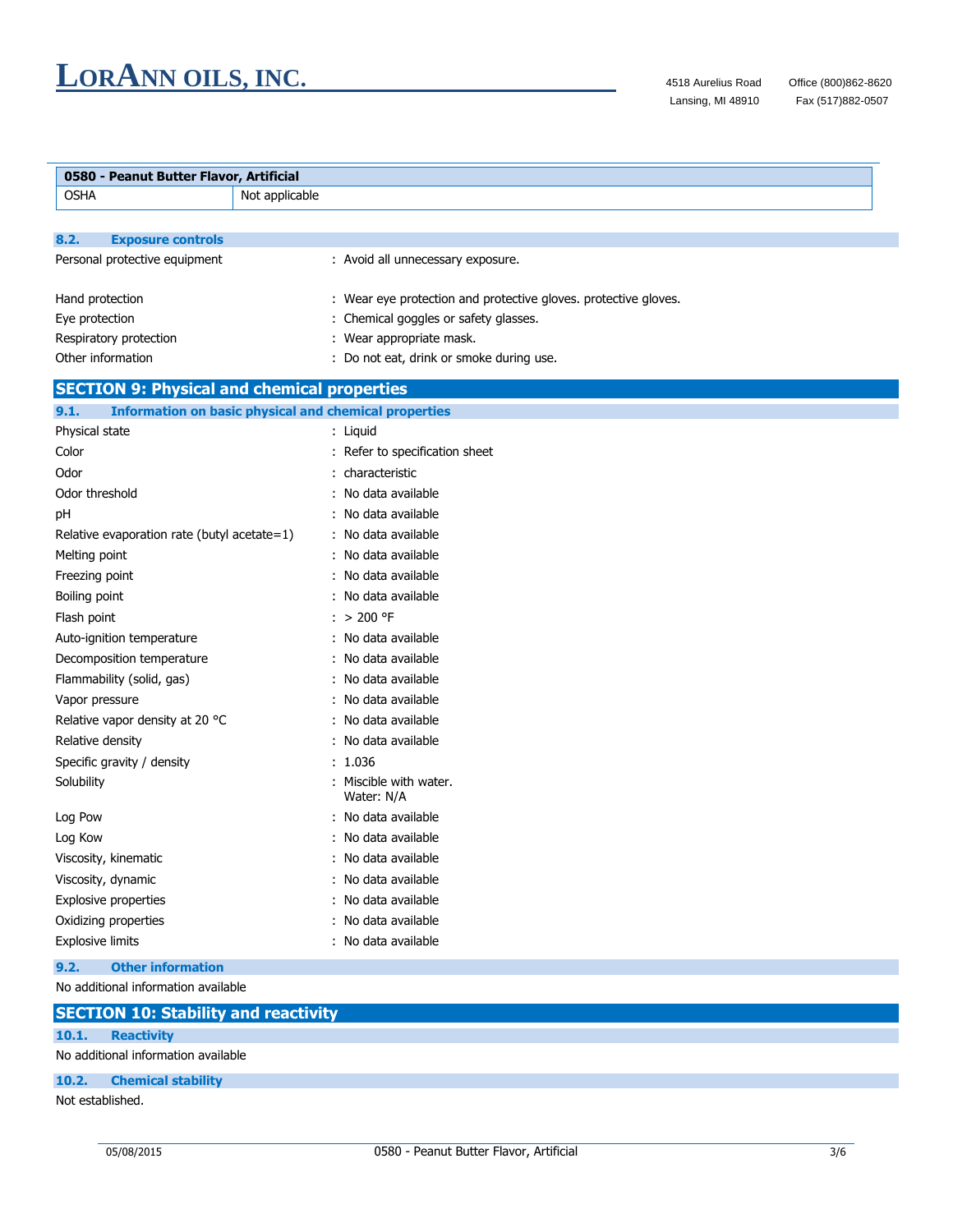| 0580 - Peanut Butter Flavor, Artificial | |
|---|---|
| OSHA | Not applicable |

### 8.2. Exposure controls

Personal protective equipment : Avoid all unnecessary exposure.

Hand protection : Wear eye protection and protective gloves. protective gloves.

Eye protection : Chemical goggles or safety glasses.

Respiratory protection : Wear appropriate mask.

Other information : Do not eat, drink or smoke during use.

## SECTION 9: Physical and chemical properties

### 9.1. Information on basic physical and chemical properties

Physical state : Liquid

Color : Refer to specification sheet

Odor : characteristic

Odor threshold : No data available

pH : No data available

Relative evaporation rate (butyl acetate=1) : No data available

Melting point : No data available

Freezing point : No data available

Boiling point : No data available

Flash point : > 200 °F

Auto-ignition temperature : No data available

Decomposition temperature : No data available

Flammability (solid, gas) : No data available

Vapor pressure : No data available

Relative vapor density at 20 °C : No data available

Relative density : No data available

Specific gravity / density : 1.036

Solubility : Miscible with water.
Water: N/A

Log Pow : No data available

Log Kow : No data available

Viscosity, kinematic : No data available

Viscosity, dynamic : No data available

Explosive properties : No data available

Oxidizing properties : No data available

Explosive limits : No data available

### 9.2. Other information

No additional information available

## SECTION 10: Stability and reactivity

### 10.1. Reactivity

No additional information available

### 10.2. Chemical stability

Not established.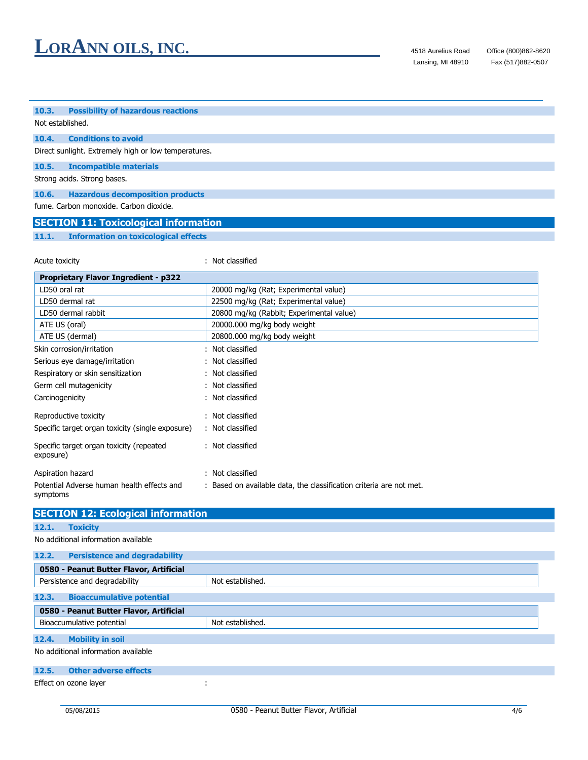### 10.3. Possibility of hazardous reactions

Not established.

### 10.4. Conditions to avoid

Direct sunlight. Extremely high or low temperatures.

### 10.5. Incompatible materials

Strong acids. Strong bases.

### 10.6. Hazardous decomposition products

fume. Carbon monoxide. Carbon dioxide.

## SECTION 11: Toxicological information

### 11.1. Information on toxicological effects

Acute toxicity : Not classified

| Proprietary Flavor Ingredient - p322 | |
|---|---|
| LD50 oral rat | 20000 mg/kg (Rat; Experimental value) |
| LD50 dermal rat | 22500 mg/kg (Rat; Experimental value) |
| LD50 dermal rabbit | 20800 mg/kg (Rabbit; Experimental value) |
| ATE US (oral) | 20000.000 mg/kg body weight |
| ATE US (dermal) | 20800.000 mg/kg body weight |

Skin corrosion/irritation : Not classified

Serious eye damage/irritation : Not classified

Respiratory or skin sensitization : Not classified

Germ cell mutagenicity : Not classified

Carcinogenicity : Not classified

Reproductive toxicity : Not classified

Specific target organ toxicity (single exposure) : Not classified

Specific target organ toxicity (repeated exposure) : Not classified

Aspiration hazard : Not classified

Potential Adverse human health effects and symptoms : Based on available data, the classification criteria are not met.

## SECTION 12: Ecological information

### 12.1. Toxicity

No additional information available

### 12.2. Persistence and degradability

| 0580 - Peanut Butter Flavor, Artificial | |
|---|---|
| Persistence and degradability | Not established. |

### 12.3. Bioaccumulative potential

| 0580 - Peanut Butter Flavor, Artificial | |
|---|---|
| Bioaccumulative potential | Not established. |

### 12.4. Mobility in soil

No additional information available

### 12.5. Other adverse effects

Effect on ozone layer :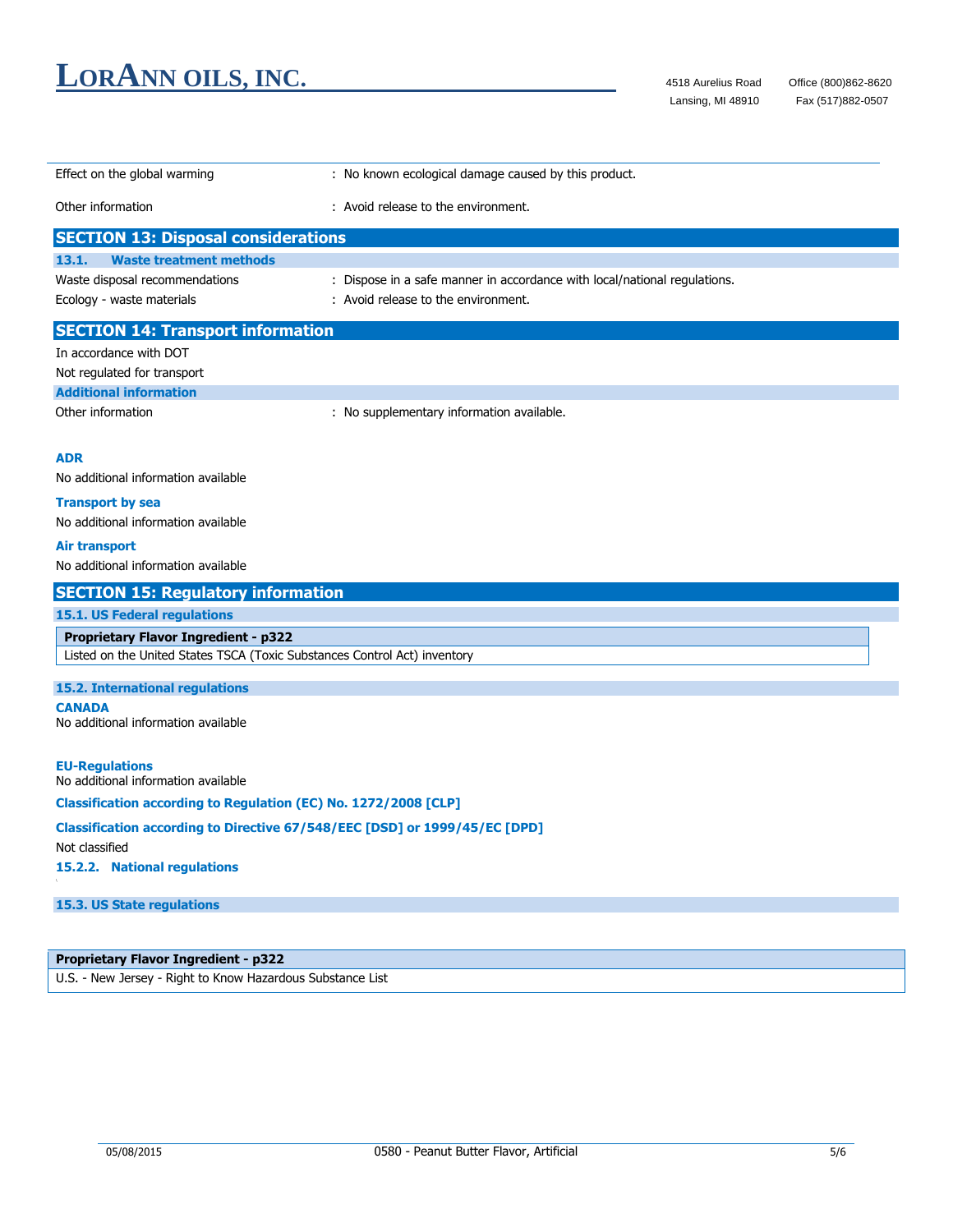Effect on the global warming : No known ecological damage caused by this product.

Other information : Avoid release to the environment.

## SECTION 13: Disposal considerations

### 13.1. Waste treatment methods

Waste disposal recommendations : Dispose in a safe manner in accordance with local/national regulations.

Ecology - waste materials : Avoid release to the environment.

## SECTION 14: Transport information

In accordance with DOT

Not regulated for transport

### Additional information

Other information : No supplementary information available.

**ADR**

No additional information available

**Transport by sea**

No additional information available

**Air transport**

No additional information available

## SECTION 15: Regulatory information

### 15.1. US Federal regulations

| Proprietary Flavor Ingredient - p322 |
|---|
| Listed on the United States TSCA (Toxic Substances Control Act) inventory |

### 15.2. International regulations

**CANADA**

No additional information available

**EU-Regulations**

No additional information available

**Classification according to Regulation (EC) No. 1272/2008 [CLP]**

**Classification according to Directive 67/548/EEC [DSD] or 1999/45/EC [DPD]**

Not classified

### 15.2.2. National regulations

### 15.3. US State regulations

| Proprietary Flavor Ingredient - p322 |
|---|
| U.S. - New Jersey - Right to Know Hazardous Substance List |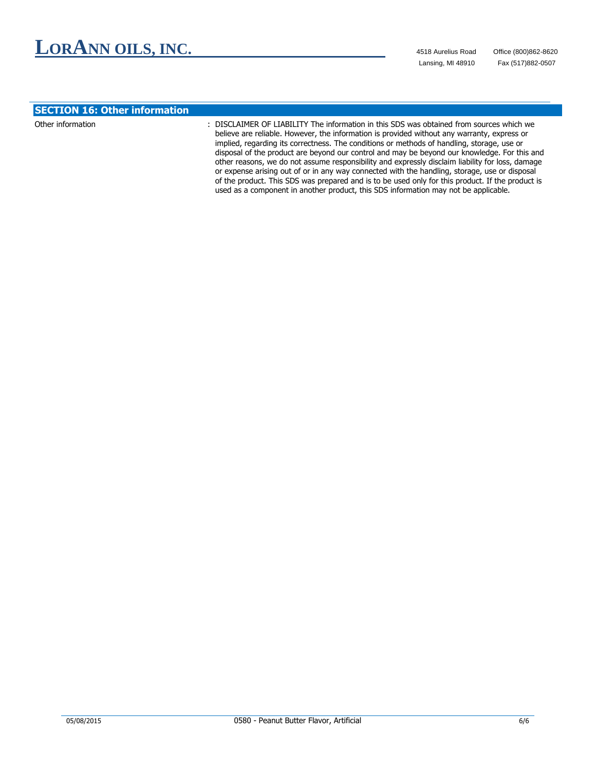## SECTION 16: Other information

| | |
|---|---|
| Other information | : DISCLAIMER OF LIABILITY The information in this SDS was obtained from sources which we believe are reliable. However, the information is provided without any warranty, express or implied, regarding its correctness. The conditions or methods of handling, storage, use or disposal of the product are beyond our control and may be beyond our knowledge. For this and other reasons, we do not assume responsibility and expressly disclaim liability for loss, damage or expense arising out of or in any way connected with the handling, storage, use or disposal of the product. This SDS was prepared and is to be used only for this product. If the product is used as a component in another product, this SDS information may not be applicable. |